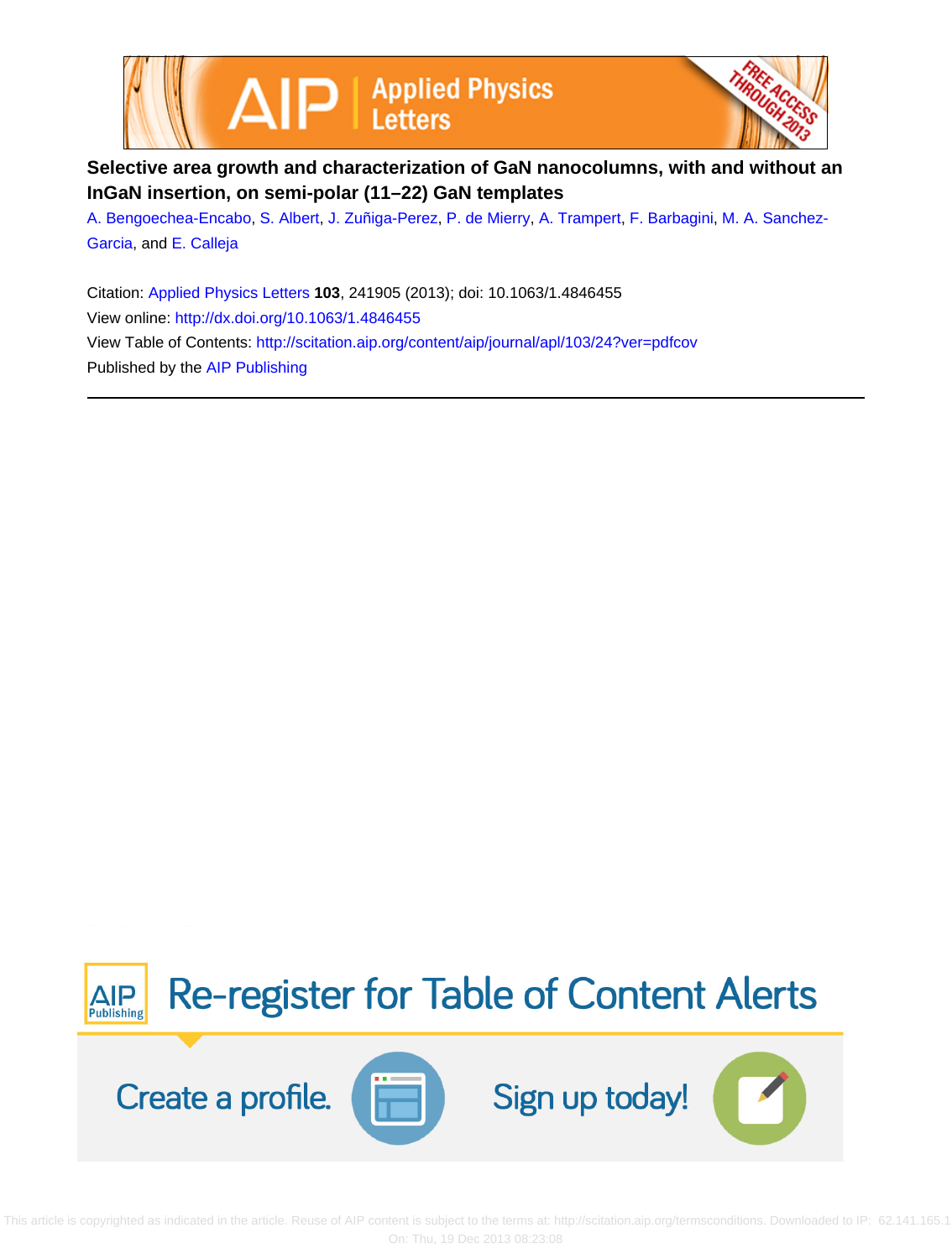# Selective area growth and characterization of GaN nanocolumns, with and without an InGaN insertion, on semi-polar (11–22) GaN templates

A. Bengoechea-Encabo, S. Albert, J. Zuñiga-Perez, P. de Mierry, A. Trampert, F. Barbagini, M. A. Sanchez-Garcia, and E. Calleja

Citation: Applied Physics Letters **103**, 241905 (2013); doi: 10.1063/1.4846455

View online: http://dx.doi.org/10.1063/1.4846455

View Table of Contents: http://scitation.aip.org/content/aip/journal/apl/103/24?ver=pdfcov

Published by the AIP Publishing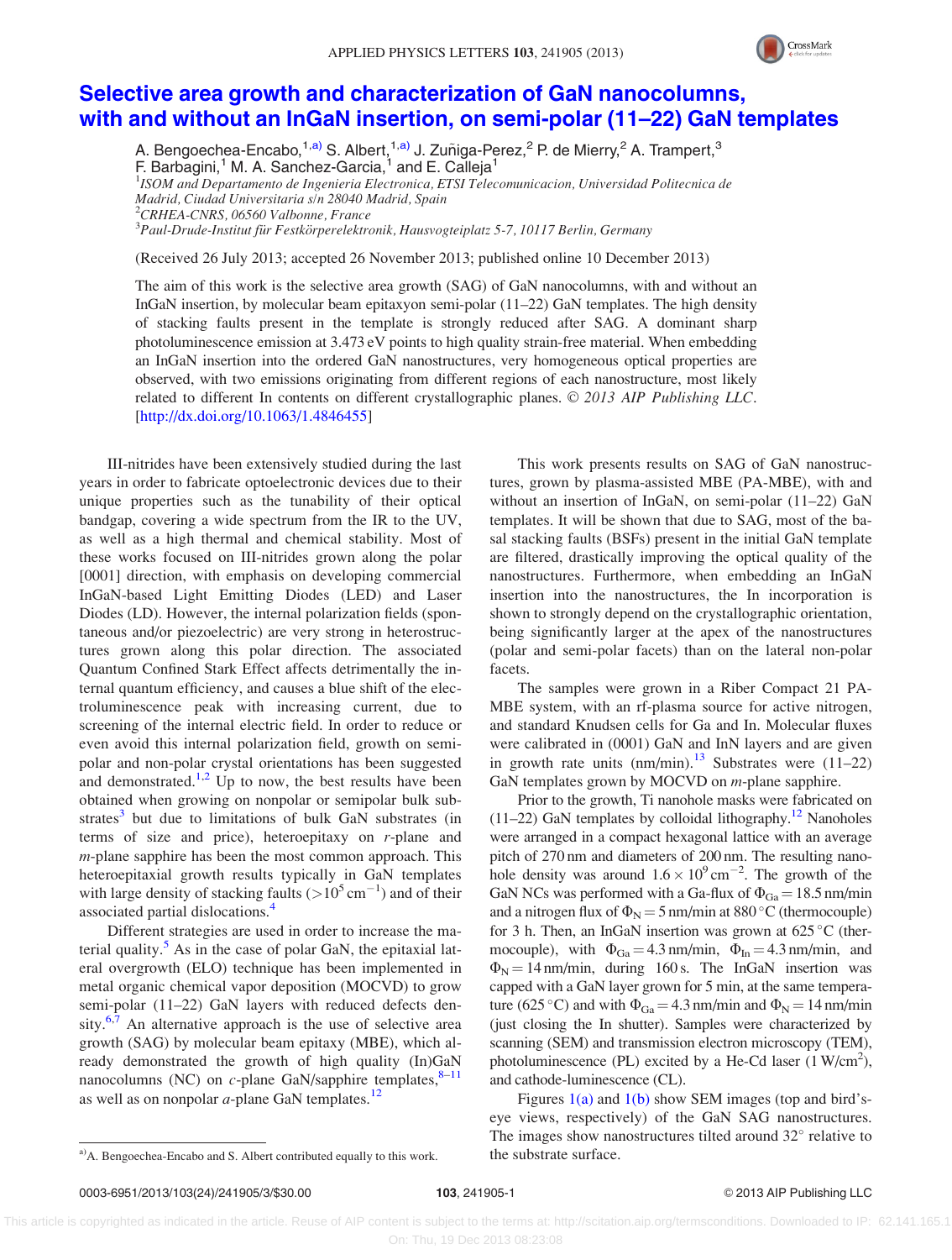# Selective area growth and characterization of GaN nanocolumns, with and without an InGaN insertion, on semi-polar (11–22) GaN templates

A. Bengoechea-Encabo,[1,a)] S. Albert,[1,a)] J. Zuñiga-Perez,[2] P. de Mierry,[2] A. Trampert,[3] F. Barbagini,[1] M. A. Sanchez-Garcia,[1] and E. Calleja[1]

[1]*ISOM and Departamento de Ingenieria Electronica, ETSI Telecomunicacion, Universidad Politecnica de Madrid, Ciudad Universitaria s/n 28040 Madrid, Spain*
[2]*CRHEA-CNRS, 06560 Valbonne, France*
[3]*Paul-Drude-Institut für Festkörperelektronik, Hausvogteiplatz 5-7, 10117 Berlin, Germany*

(Received 26 July 2013; accepted 26 November 2013; published online 10 December 2013)

The aim of this work is the selective area growth (SAG) of GaN nanocolumns, with and without an InGaN insertion, by molecular beam epitaxyon semi-polar (11–22) GaN templates. The high density of stacking faults present in the template is strongly reduced after SAG. A dominant sharp photoluminescence emission at 3.473 eV points to high quality strain-free material. When embedding an InGaN insertion into the ordered GaN nanostructures, very homogeneous optical properties are observed, with two emissions originating from different regions of each nanostructure, most likely related to different In contents on different crystallographic planes. © *2013 AIP Publishing LLC*. [http://dx.doi.org/10.1063/1.4846455]

III-nitrides have been extensively studied during the last years in order to fabricate optoelectronic devices due to their unique properties such as the tunability of their optical bandgap, covering a wide spectrum from the IR to the UV, as well as a high thermal and chemical stability. Most of these works focused on III-nitrides grown along the polar [0001] direction, with emphasis on developing commercial InGaN-based Light Emitting Diodes (LED) and Laser Diodes (LD). However, the internal polarization fields (spontaneous and/or piezoelectric) are very strong in heterostructures grown along this polar direction. The associated Quantum Confined Stark Effect affects detrimentally the internal quantum efficiency, and causes a blue shift of the electroluminescence peak with increasing current, due to screening of the internal electric field. In order to reduce or even avoid this internal polarization field, growth on semi-polar and non-polar crystal orientations has been suggested and demonstrated.[1,2] Up to now, the best results have been obtained when growing on nonpolar or semipolar bulk substrates[3] but due to limitations of bulk GaN substrates (in terms of size and price), heteroepitaxy on *r*-plane and *m*-plane sapphire has been the most common approach. This heteroepitaxial growth results typically in GaN templates with large density of stacking faults ($>10^5\,cm^{-1}$) and of their associated partial dislocations.[4]

Different strategies are used in order to increase the material quality.[5] As in the case of polar GaN, the epitaxial lateral overgrowth (ELO) technique has been implemented in metal organic chemical vapor deposition (MOCVD) to grow semi-polar (11–22) GaN layers with reduced defects density.[6,7] An alternative approach is the use of selective area growth (SAG) by molecular beam epitaxy (MBE), which already demonstrated the growth of high quality (In)GaN nanocolumns (NC) on *c*-plane GaN/sapphire templates,[8–11] as well as on nonpolar *a*-plane GaN templates.[12]

This work presents results on SAG of GaN nanostructures, grown by plasma-assisted MBE (PA-MBE), with and without an insertion of InGaN, on semi-polar (11–22) GaN templates. It will be shown that due to SAG, most of the basal stacking faults (BSFs) present in the initial GaN template are filtered, drastically improving the optical quality of the nanostructures. Furthermore, when embedding an InGaN insertion into the nanostructures, the In incorporation is shown to strongly depend on the crystallographic orientation, being significantly larger at the apex of the nanostructures (polar and semi-polar facets) than on the lateral non-polar facets.

The samples were grown in a Riber Compact 21 PA-MBE system, with an rf-plasma source for active nitrogen, and standard Knudsen cells for Ga and In. Molecular fluxes were calibrated in (0001) GaN and InN layers and are given in growth rate units (nm/min).[13] Substrates were (11–22) GaN templates grown by MOCVD on *m*-plane sapphire.

Prior to the growth, Ti nanohole masks were fabricated on (11–22) GaN templates by colloidal lithography.[12] Nanoholes were arranged in a compact hexagonal lattice with an average pitch of 270 nm and diameters of 200 nm. The resulting nanohole density was around $1.6\times10^9\,cm^{-2}$. The growth of the GaN NCs was performed with a Ga-flux of $\Phi_{Ga}=18.5$ nm/min and a nitrogen flux of $\Phi_N=5$ nm/min at 880 °C (thermocouple) for 3 h. Then, an InGaN insertion was grown at 625 °C (thermocouple), with $\Phi_{Ga}=4.3$ nm/min, $\Phi_{In}=4.3$ nm/min, and $\Phi_N=14$ nm/min, during 160 s. The InGaN insertion was capped with a GaN layer grown for 5 min, at the same temperature (625 °C) and with $\Phi_{Ga}=4.3$ nm/min and $\Phi_N=14$ nm/min (just closing the In shutter). Samples were characterized by scanning (SEM) and transmission electron microscopy (TEM), photoluminescence (PL) excited by a He-Cd laser (1 W/cm$^2$), and cathode-luminescence (CL).

Figures 1(a) and 1(b) show SEM images (top and bird's-eye views, respectively) of the GaN SAG nanostructures. The images show nanostructures tilted around 32° relative to the substrate surface.

[a)]A. Bengoechea-Encabo and S. Albert contributed equally to this work.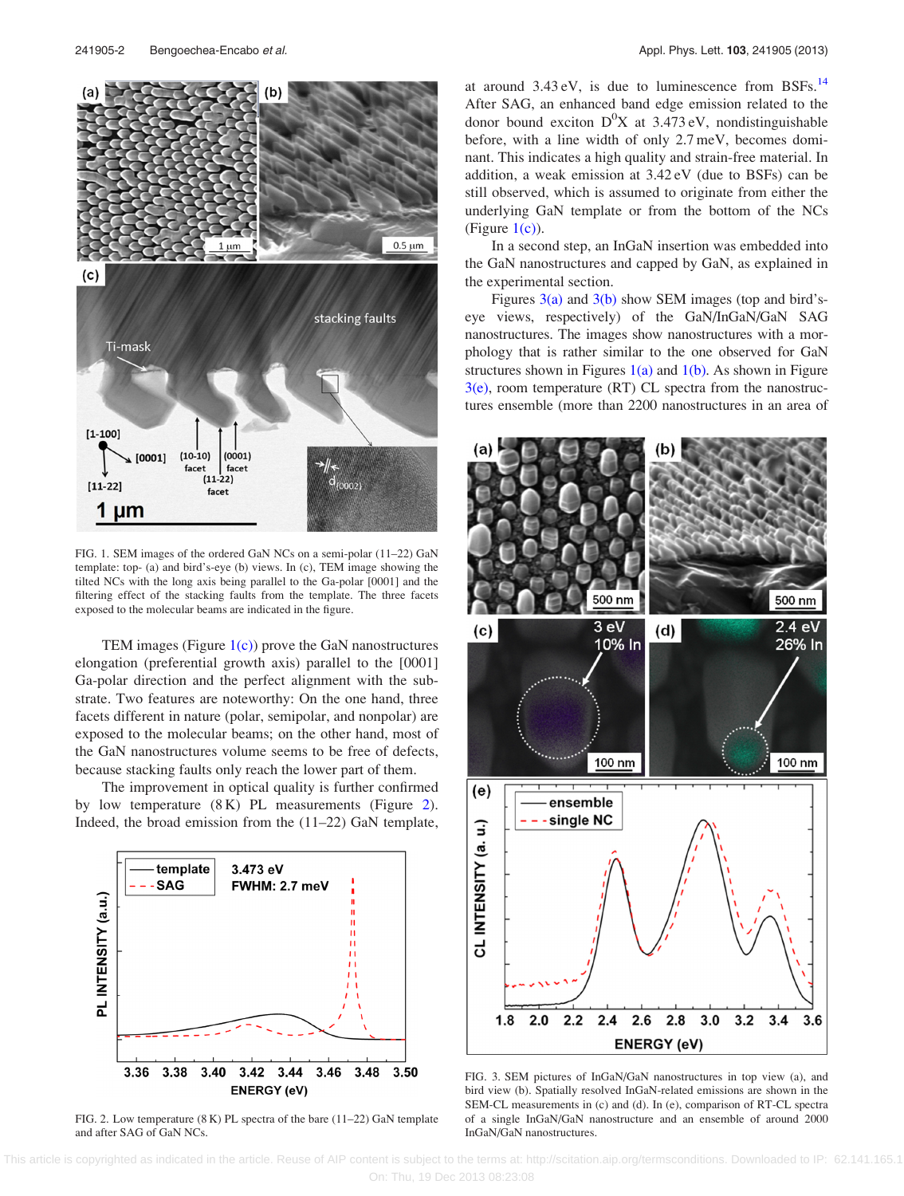FIG. 1. SEM images of the ordered GaN NCs on a semi-polar (11–22) GaN template: top- (a) and bird's-eye (b) views. In (c), TEM image showing the tilted NCs with the long axis being parallel to the Ga-polar [0001] and the filtering effect of the stacking faults from the template. The three facets exposed to the molecular beams are indicated in the figure.

TEM images (Figure 1(c)) prove the GaN nanostructures elongation (preferential growth axis) parallel to the [0001] Ga-polar direction and the perfect alignment with the substrate. Two features are noteworthy: On the one hand, three facets different in nature (polar, semipolar, and nonpolar) are exposed to the molecular beams; on the other hand, most of the GaN nanostructures volume seems to be free of defects, because stacking faults only reach the lower part of them.

The improvement in optical quality is further confirmed by low temperature (8 K) PL measurements (Figure 2). Indeed, the broad emission from the (11–22) GaN template, at around 3.43 eV, is due to luminescence from BSFs.[14] After SAG, an enhanced band edge emission related to the donor bound exciton $D^0X$ at 3.473 eV, nondistinguishable before, with a line width of only 2.7 meV, becomes dominant. This indicates a high quality and strain-free material. In addition, a weak emission at 3.42 eV (due to BSFs) can be still observed, which is assumed to originate from either the underlying GaN template or from the bottom of the NCs (Figure 1(c)).

FIG. 2. Low temperature (8 K) PL spectra of the bare (11–22) GaN template and after SAG of GaN NCs.

In a second step, an InGaN insertion was embedded into the GaN nanostructures and capped by GaN, as explained in the experimental section.

Figures 3(a) and 3(b) show SEM images (top and bird's-eye views, respectively) of the GaN/InGaN/GaN SAG nanostructures. The images show nanostructures with a morphology that is rather similar to the one observed for GaN structures shown in Figures 1(a) and 1(b). As shown in Figure 3(e), room temperature (RT) CL spectra from the nanostructures ensemble (more than 2200 nanostructures in an area of

FIG. 3. SEM pictures of InGaN/GaN nanostructures in top view (a), and bird view (b). Spatially resolved InGaN-related emissions are shown in the SEM-CL measurements in (c) and (d). In (e), comparison of RT-CL spectra of a single InGaN/GaN nanostructure and an ensemble of around 2000 InGaN/GaN nanostructures.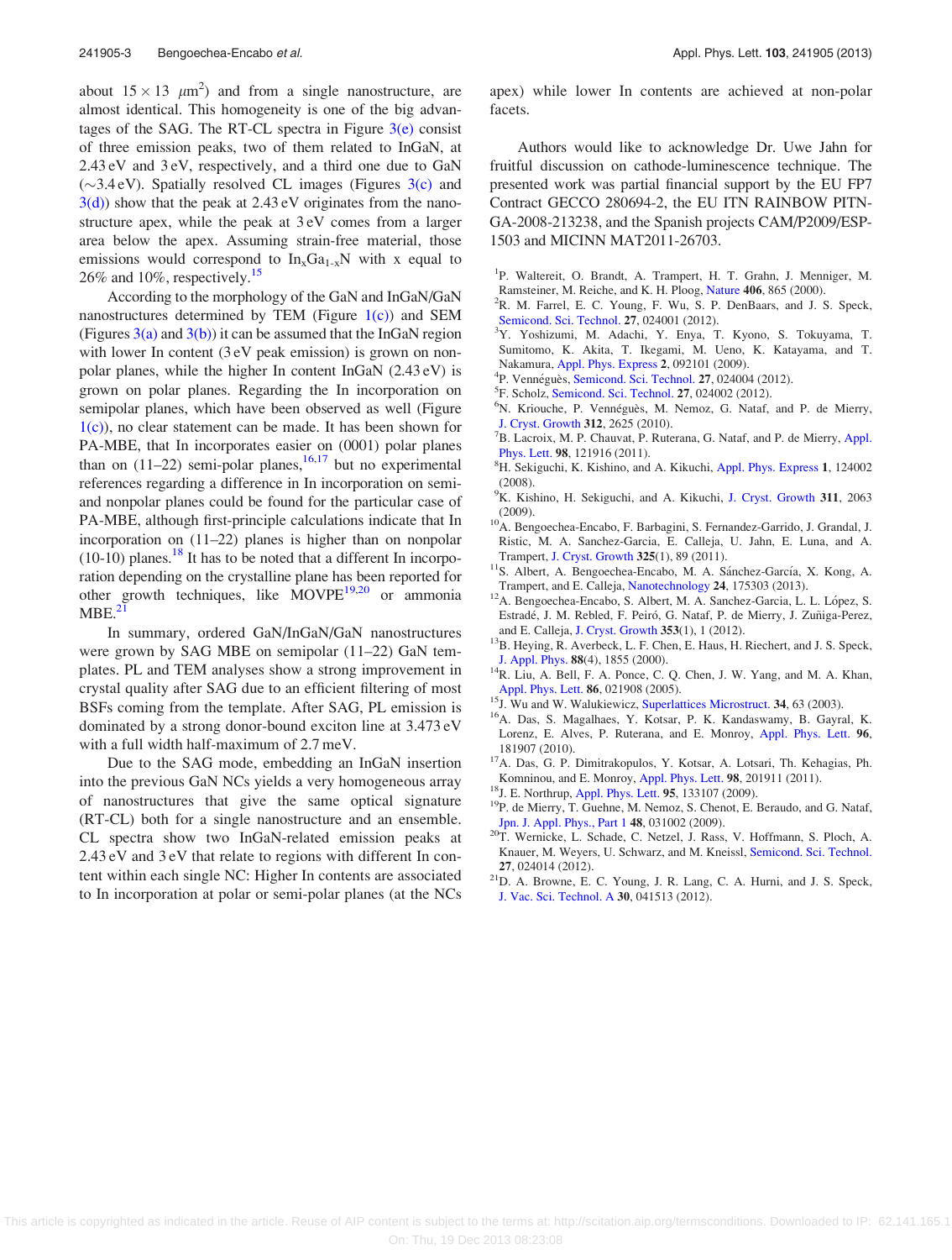about $15 \times 13\ \mu m^2$) and from a single nanostructure, are almost identical. This homogeneity is one of the big advantages of the SAG. The RT-CL spectra in Figure 3(e) consist of three emission peaks, two of them related to InGaN, at 2.43 eV and 3 eV, respectively, and a third one due to GaN (∼3.4 eV). Spatially resolved CL images (Figures 3(c) and 3(d)) show that the peak at 2.43 eV originates from the nanostructure apex, while the peak at 3 eV comes from a larger area below the apex. Assuming strain-free material, those emissions would correspond to $In_xGa_{1-x}N$ with x equal to 26% and 10%, respectively.[15]

According to the morphology of the GaN and InGaN/GaN nanostructures determined by TEM (Figure 1(c)) and SEM (Figures 3(a) and 3(b)) it can be assumed that the InGaN region with lower In content (3 eV peak emission) is grown on nonpolar planes, while the higher In content InGaN (2.43 eV) is grown on polar planes. Regarding the In incorporation on semipolar planes, which have been observed as well (Figure 1(c)), no clear statement can be made. It has been shown for PA-MBE, that In incorporates easier on (0001) polar planes than on (11–22) semi-polar planes,[16,17] but no experimental references regarding a difference in In incorporation on semi- and nonpolar planes could be found for the particular case of PA-MBE, although first-principle calculations indicate that In incorporation on (11–22) planes is higher than on nonpolar (10-10) planes.[18] It has to be noted that a different In incorporation depending on the crystalline plane has been reported for other growth techniques, like MOVPE[19,20] or ammonia MBE.[21]

In summary, ordered GaN/InGaN/GaN nanostructures were grown by SAG MBE on semipolar (11–22) GaN templates. PL and TEM analyses show a strong improvement in crystal quality after SAG due to an efficient filtering of most BSFs coming from the template. After SAG, PL emission is dominated by a strong donor-bound exciton line at 3.473 eV with a full width half-maximum of 2.7 meV.

Due to the SAG mode, embedding an InGaN insertion into the previous GaN NCs yields a very homogeneous array of nanostructures that give the same optical signature (RT-CL) both for a single nanostructure and an ensemble. CL spectra show two InGaN-related emission peaks at 2.43 eV and 3 eV that relate to regions with different In content within each single NC: Higher In contents are associated to In incorporation at polar or semi-polar planes (at the NCs apex) while lower In contents are achieved at non-polar facets.

Authors would like to acknowledge Dr. Uwe Jahn for fruitful discussion on cathode-luminescence technique. The presented work was partial financial support by the EU FP7 Contract GECCO 280694-2, the EU ITN RAINBOW PITN-GA-2008-213238, and the Spanish projects CAM/P2009/ESP-1503 and MICINN MAT2011-26703.

[1] P. Waltereit, O. Brandt, A. Trampert, H. T. Grahn, J. Menniger, M. Ramsteiner, M. Reiche, and K. H. Ploog, Nature **406**, 865 (2000).
[2] R. M. Farrel, E. C. Young, F. Wu, S. P. DenBaars, and J. S. Speck, Semicond. Sci. Technol. **27**, 024001 (2012).
[3] Y. Yoshizumi, M. Adachi, Y. Enya, T. Kyono, S. Tokuyama, T. Sumitomo, K. Akita, T. Ikegami, M. Ueno, K. Katayama, and T. Nakamura, Appl. Phys. Express **2**, 092101 (2009).
[4] P. Vennéguès, Semicond. Sci. Technol. **27**, 024004 (2012).
[5] F. Scholz, Semicond. Sci. Technol. **27**, 024002 (2012).
[6] N. Kriouche, P. Vennéguès, M. Nemoz, G. Nataf, and P. de Mierry, J. Cryst. Growth **312**, 2625 (2010).
[7] B. Lacroix, M. P. Chauvat, P. Ruterana, G. Nataf, and P. de Mierry, Appl. Phys. Lett. **98**, 121916 (2011).
[8] H. Sekiguchi, K. Kishino, and A. Kikuchi, Appl. Phys. Express **1**, 124002 (2008).
[9] K. Kishino, H. Sekiguchi, and A. Kikuchi, J. Cryst. Growth **311**, 2063 (2009).
[10] A. Bengoechea-Encabo, F. Barbagini, S. Fernandez-Garrido, J. Grandal, J. Ristic, M. A. Sanchez-Garcia, E. Calleja, U. Jahn, E. Luna, and A. Trampert, J. Cryst. Growth **325**(1), 89 (2011).
[11] S. Albert, A. Bengoechea-Encabo, M. A. Sánchez-García, X. Kong, A. Trampert, and E. Calleja, Nanotechnology **24**, 175303 (2013).
[12] A. Bengoechea-Encabo, S. Albert, M. A. Sanchez-Garcia, L. L. López, S. Estradé, J. M. Rebled, F. Peiró, G. Nataf, P. de Mierry, J. Zuñiga-Perez, and E. Calleja, J. Cryst. Growth **353**(1), 1 (2012).
[13] B. Heying, R. Averbeck, L. F. Chen, E. Haus, H. Riechert, and J. S. Speck, J. Appl. Phys. **88**(4), 1855 (2000).
[14] R. Liu, A. Bell, F. A. Ponce, C. Q. Chen, J. W. Yang, and M. A. Khan, Appl. Phys. Lett. **86**, 021908 (2005).
[15] J. Wu and W. Walukiewicz, Superlattices Microstruct. **34**, 63 (2003).
[16] A. Das, S. Magalhaes, Y. Kotsar, P. K. Kandaswamy, B. Gayral, K. Lorenz, E. Alves, P. Ruterana, and E. Monroy, Appl. Phys. Lett. **96**, 181907 (2010).
[17] A. Das, G. P. Dimitrakopulos, Y. Kotsar, A. Lotsari, Th. Kehagias, Ph. Komninou, and E. Monroy, Appl. Phys. Lett. **98**, 201911 (2011).
[18] J. E. Northrup, Appl. Phys. Lett. **95**, 133107 (2009).
[19] P. de Mierry, T. Guehne, M. Nemoz, S. Chenot, E. Beraudo, and G. Nataf, Jpn. J. Appl. Phys., Part 1 **48**, 031002 (2009).
[20] T. Wernicke, L. Schade, C. Netzel, J. Rass, V. Hoffmann, S. Ploch, A. Knauer, M. Weyers, U. Schwarz, and M. Kneissl, Semicond. Sci. Technol. **27**, 024014 (2012).
[21] D. A. Browne, E. C. Young, J. R. Lang, C. A. Hurni, and J. S. Speck, J. Vac. Sci. Technol. A **30**, 041513 (2012).